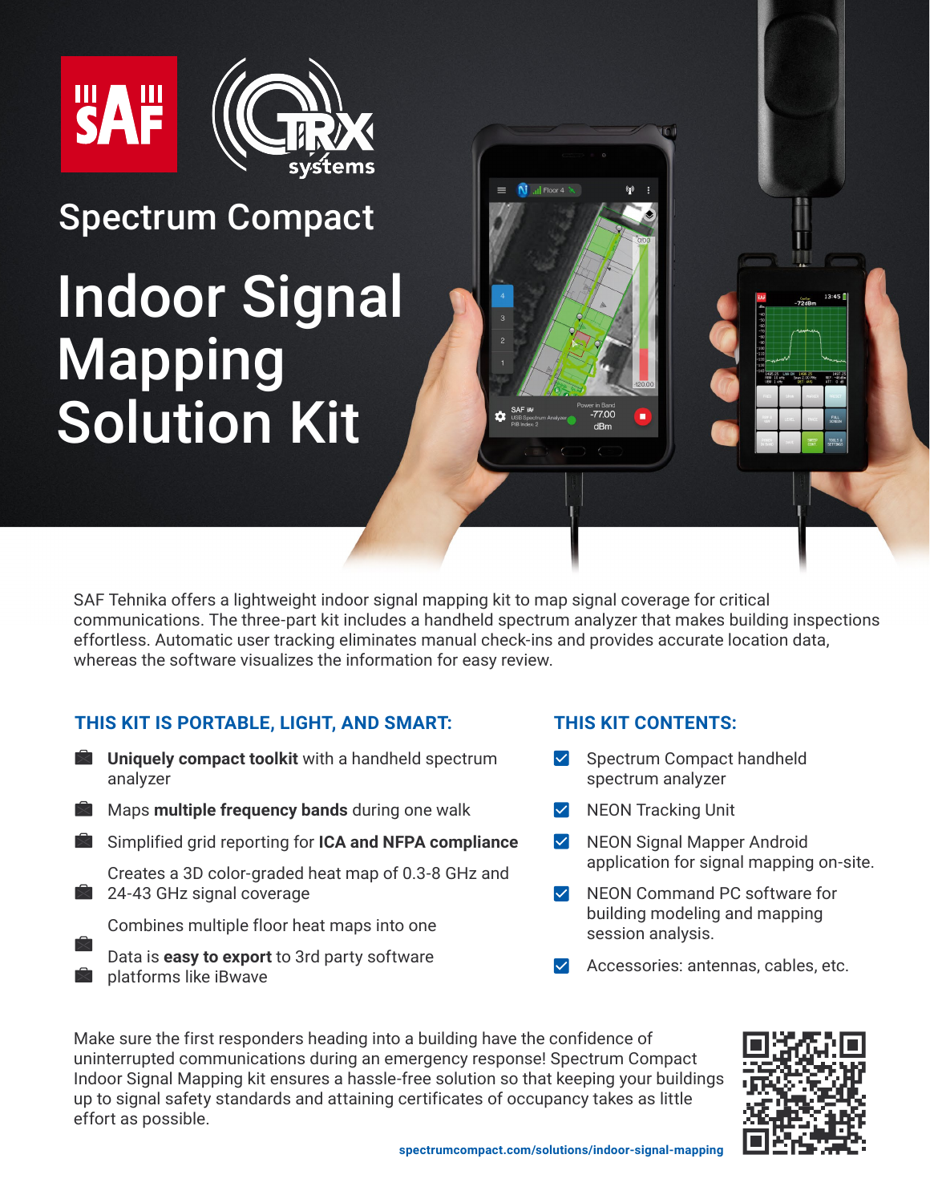SAF | TRX systems

# Spectrum Compact

# Indoor Signal Mapping Solution Kit

SAF Tehnika offers a lightweight indoor signal mapping kit to map signal coverage for critical communications. The three-part kit includes a handheld spectrum analyzer that makes building inspections effortless. Automatic user tracking eliminates manual check-ins and provides accurate location data, whereas the software visualizes the information for easy review.

## THIS KIT IS PORTABLE, LIGHT, AND SMART:

- **Uniquely compact toolkit** with a handheld spectrum analyzer
- Maps **multiple frequency bands** during one walk
- Simplified grid reporting for **ICA and NFPA compliance**
- Creates a 3D color-graded heat map of 0.3-8 GHz and 24-43 GHz signal coverage
- Combines multiple floor heat maps into one
- Data is **easy to export** to 3rd party software platforms like iBwave

## THIS KIT CONTENTS:

- Spectrum Compact handheld spectrum analyzer
- NEON Tracking Unit
- NEON Signal Mapper Android application for signal mapping on-site.
- NEON Command PC software for building modeling and mapping session analysis.
- Accessories: antennas, cables, etc.

Make sure the first responders heading into a building have the confidence of uninterrupted communications during an emergency response! Spectrum Compact Indoor Signal Mapping kit ensures a hassle-free solution so that keeping your buildings up to signal safety standards and attaining certificates of occupancy takes as little effort as possible.

spectrumcompact.com/solutions/indoor-signal-mapping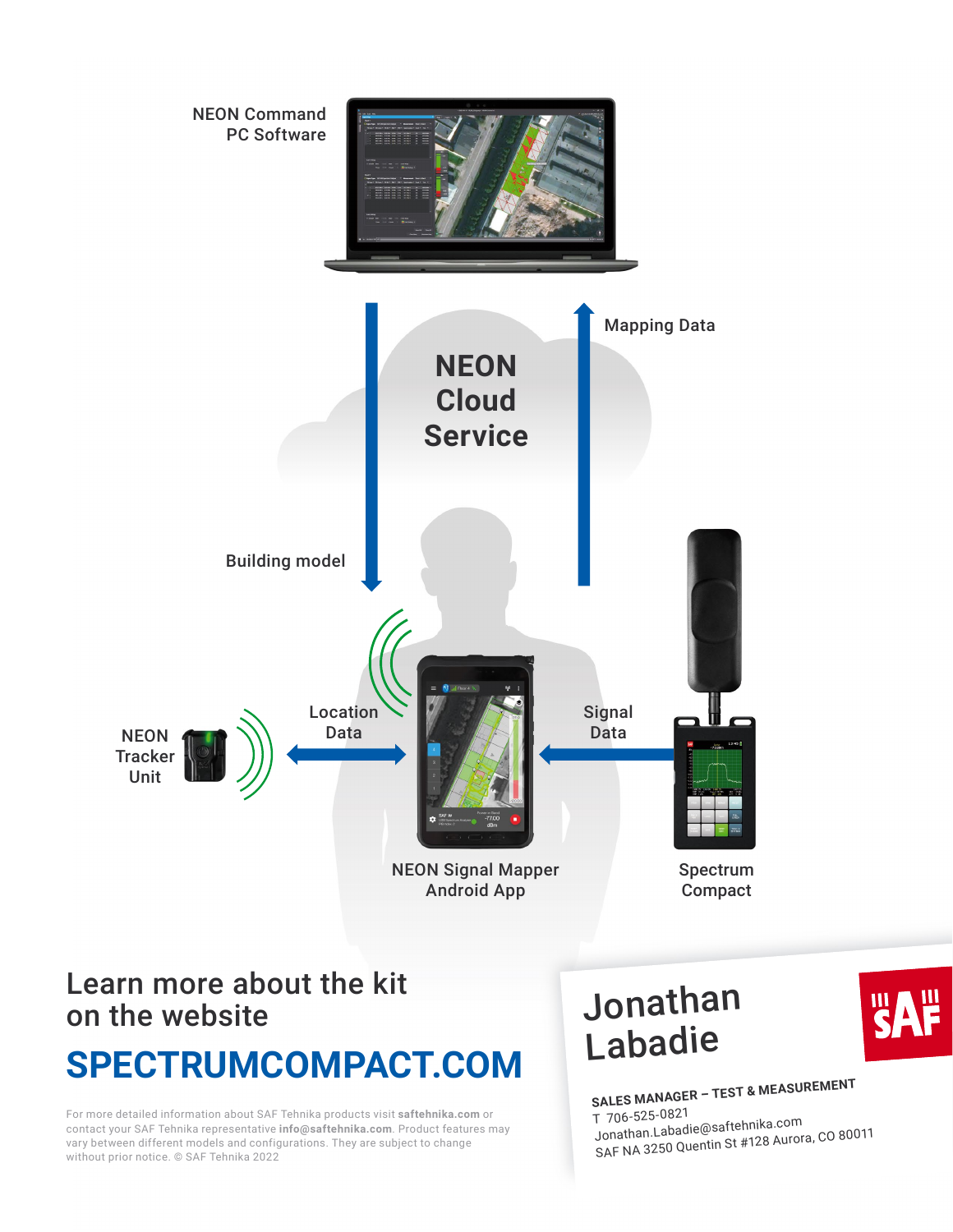NEON Command PC Software

Mapping Data

NEON Cloud Service

Building model

NEON Tracker Unit

Location Data

Signal Data

NEON Signal Mapper Android App

Spectrum Compact

## Learn more about the kit on the website

# SPECTRUMCOMPACT.COM

For more detailed information about SAF Tehnika products visit **saftehnika.com** or contact your SAF Tehnika representative **info@saftehnika.com**. Product features may vary between different models and configurations. They are subject to change without prior notice. © SAF Tehnika 2022

## Jonathan Labadie

**SALES MANAGER – TEST & MEASUREMENT**
T 706-525-0821
Jonathan.Labadie@saftehnika.com
SAF NA 3250 Quentin St #128 Aurora, CO 80011